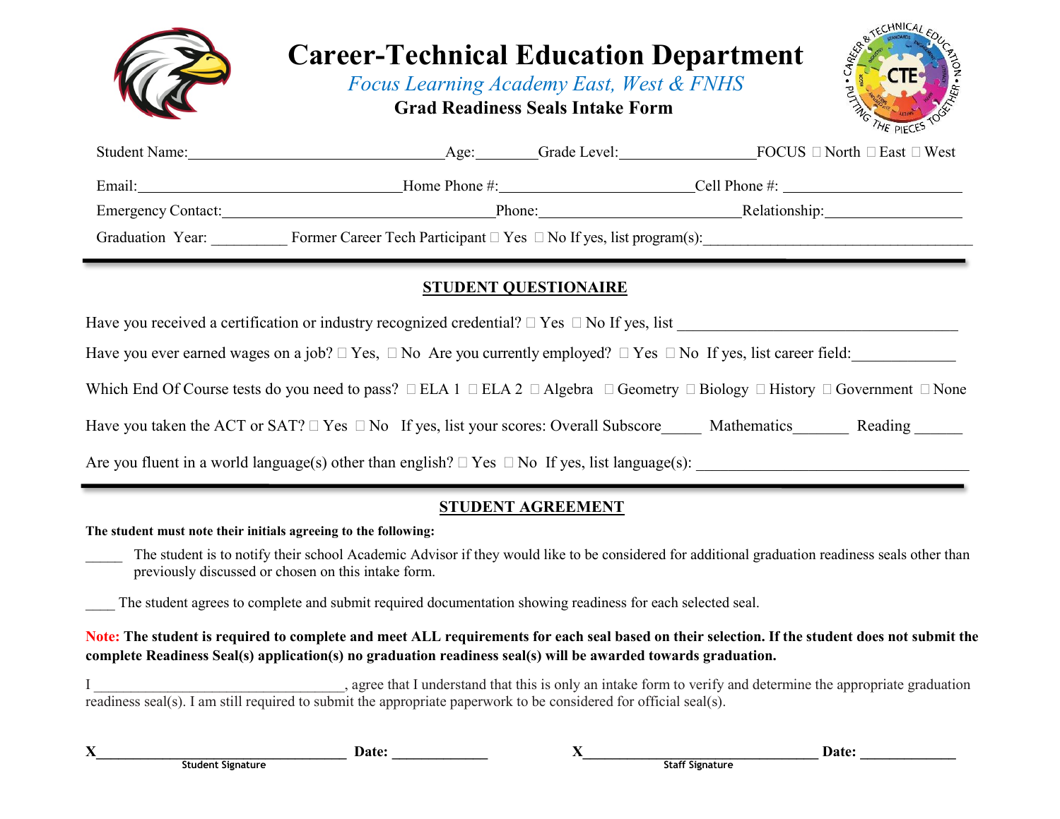# Career-Technical Education Department

*Focus Learning Academy East, West & FNHS*

**Grad Readiness Seals Intake Form**

Student Name:_________________________________Age:________Grade Level:_________________FOCUS ☐ North ☐ East ☐ West

Email:__________________________________Home Phone #:_________________________Cell Phone #: ______________________

Emergency Contact:___________________________________Phone:_________________________Relationship:_________________

Graduation Year: _________ Former Career Tech Participant ☐ Yes ☐ No If yes, list program(s):__________________________________

---

## STUDENT QUESTIONAIRE

Have you received a certification or industry recognized credential? ☐ Yes ☐ No If yes, list ____________________________________

Have you ever earned wages on a job? ☐ Yes, ☐ No Are you currently employed? ☐ Yes ☐ No If yes, list career field:_____________

Which End Of Course tests do you need to pass? ☐ ELA 1 ☐ ELA 2 ☐ Algebra ☐ Geometry ☐ Biology ☐ History ☐ Government ☐ None

Have you taken the ACT or SAT? ☐ Yes ☐ No If yes, list your scores: Overall Subscore_____ Mathematics_______ Reading ______

Are you fluent in a world language(s) other than english? ☐ Yes ☐ No If yes, list language(s): _________________________________

---

## STUDENT AGREEMENT

**The student must note their initials agreeing to the following:**

_____ The student is to notify their school Academic Advisor if they would like to be considered for additional graduation readiness seals other than previously discussed or chosen on this intake form.

____ The student agrees to complete and submit required documentation showing readiness for each selected seal.

**Note: The student is required to complete and meet ALL requirements for each seal based on their selection. If the student does not submit the complete Readiness Seal(s) application(s) no graduation readiness seal(s) will be awarded towards graduation.**

I __________________________________, agree that I understand that this is only an intake form to verify and determine the appropriate graduation readiness seal(s). I am still required to submit the appropriate paperwork to be considered for official seal(s).

**X**__________________________________ **Date:** _____________
Student Signature

**X**________________________________ **Date:** _____________
Staff Signature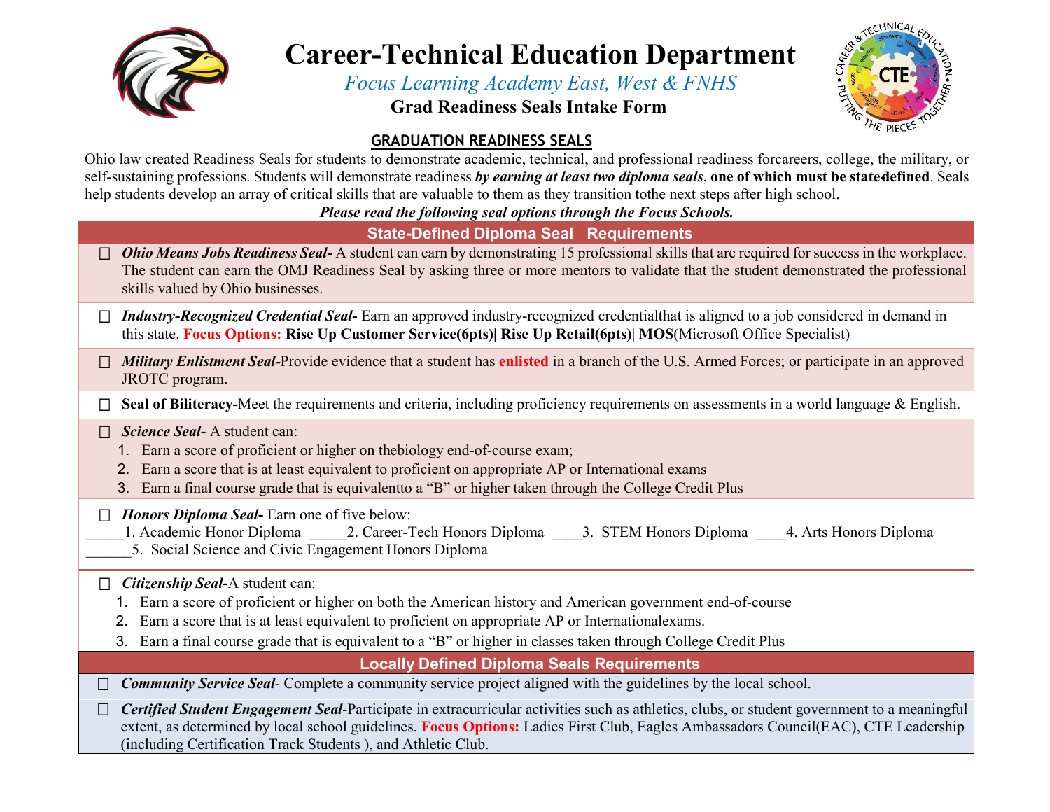# Career-Technical Education Department

*Focus Learning Academy East, West & FNHS*

**Grad Readiness Seals Intake Form**

## GRADUATION READINESS SEALS

Ohio law created Readiness Seals for students to demonstrate academic, technical, and professional readiness forcareers, college, the military, or self-sustaining professions. Students will demonstrate readiness ***by earning at least two diploma seals***, **one of which must be statedefined**. Seals help students develop an array of critical skills that are valuable to them as they transition tothe next steps after high school.

***Please read the following seal options through the Focus Schools.***

### State-Defined Diploma Seal Requirements

☐ ***Ohio Means Jobs Readiness Seal-*** A student can earn by demonstrating 15 professional skills that are required for success in the workplace. The student can earn the OMJ Readiness Seal by asking three or more mentors to validate that the student demonstrated the professional skills valued by Ohio businesses.

☐ ***Industry-Recognized Credential Seal-*** Earn an approved industry-recognized credentialthat is aligned to a job considered in demand in this state. **Focus Options:** **Rise Up Customer Service(6pts)| Rise Up Retail(6pts)| MOS**(Microsoft Office Specialist)

☐ ***Military Enlistment Seal-***Provide evidence that a student has **enlisted** in a branch of the U.S. Armed Forces; or participate in an approved JROTC program.

☐ **Seal of Biliteracy-**Meet the requirements and criteria, including proficiency requirements on assessments in a world language & English.

☐ ***Science Seal-*** A student can:

1. Earn a score of proficient or higher on thebiology end-of-course exam;
2. Earn a score that is at least equivalent to proficient on appropriate AP or International exams
3. Earn a final course grade that is equivalentto a "B" or higher taken through the College Credit Plus

☐ ***Honors Diploma Seal-*** Earn one of five below:

_____1. Academic Honor Diploma _____2. Career-Tech Honors Diploma ____3. STEM Honors Diploma ____4. Arts Honors Diploma ______5. Social Science and Civic Engagement Honors Diploma

☐ ***Citizenship Seal-***A student can:

1. Earn a score of proficient or higher on both the American history and American government end-of-course
2. Earn a score that is at least equivalent to proficient on appropriate AP or Internationalexams.
3. Earn a final course grade that is equivalent to a "B" or higher in classes taken through College Credit Plus

### Locally Defined Diploma Seals Requirements

☐ ***Community Service Seal***- Complete a community service project aligned with the guidelines by the local school.

☐ ***Certified Student Engagement Seal***-Participate in extracurricular activities such as athletics, clubs, or student government to a meaningful extent, as determined by local school guidelines. **Focus Options:** Ladies First Club, Eagles Ambassadors Council(EAC), CTE Leadership (including Certification Track Students ), and Athletic Club.